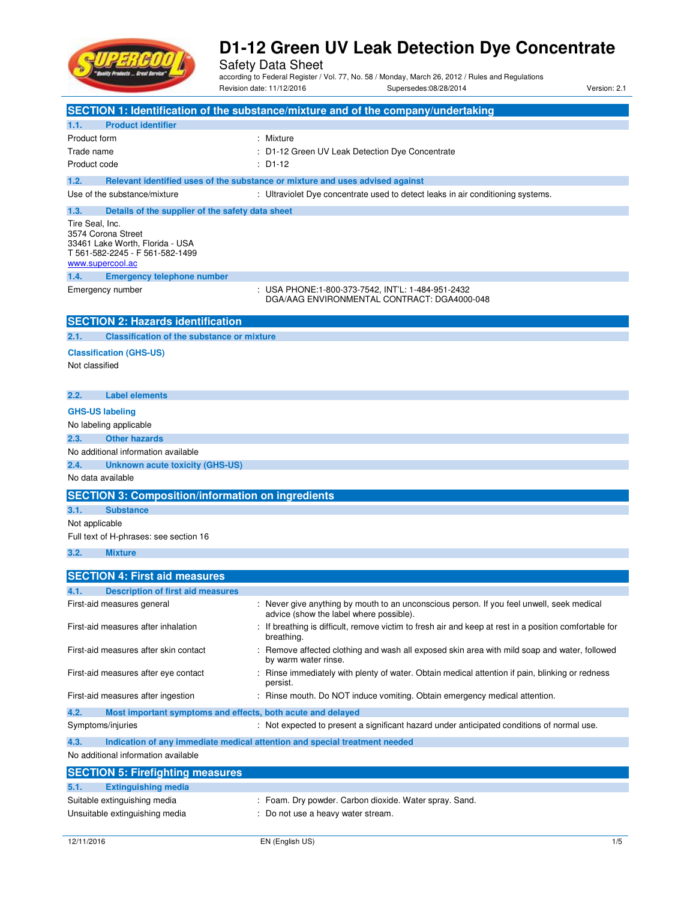# D1-12 Green UV Leak Detection Dye Concentrate

Safety Data Sheet

according to Federal Register / Vol. 77, No. 58 / Monday, March 26, 2012 / Rules and Regulations

Revision date: 11/12/2016 Supersedes:08/28/2014 Version: 2.1

## SECTION 1: Identification of the substance/mixture and of the company/undertaking

### 1.1. Product identifier

| | |
|---|---|
| Product form | : Mixture |
| Trade name | : D1-12 Green UV Leak Detection Dye Concentrate |
| Product code | : D1-12 |

### 1.2. Relevant identified uses of the substance or mixture and uses advised against

| | |
|---|---|
| Use of the substance/mixture | : Ultraviolet Dye concentrate used to detect leaks in air conditioning systems. |

### 1.3. Details of the supplier of the safety data sheet

Tire Seal, Inc.
3574 Corona Street
33461 Lake Worth, Florida - USA
T 561-582-2245 - F 561-582-1499
www.supercool.ac

### 1.4. Emergency telephone number

| | |
|---|---|
| Emergency number | : USA PHONE:1-800-373-7542, INT'L: 1-484-951-2432 DGA/AAG ENVIRONMENTAL CONTRACT: DGA4000-048 |

## SECTION 2: Hazards identification

### 2.1. Classification of the substance or mixture

**Classification (GHS-US)**

Not classified

### 2.2. Label elements

**GHS-US labeling**

No labeling applicable

### 2.3. Other hazards

No additional information available

### 2.4. Unknown acute toxicity (GHS-US)

No data available

## SECTION 3: Composition/information on ingredients

### 3.1. Substance

Not applicable

Full text of H-phrases: see section 16

### 3.2. Mixture

## SECTION 4: First aid measures

### 4.1. Description of first aid measures

| | |
|---|---|
| First-aid measures general | : Never give anything by mouth to an unconscious person. If you feel unwell, seek medical advice (show the label where possible). |
| First-aid measures after inhalation | : If breathing is difficult, remove victim to fresh air and keep at rest in a position comfortable for breathing. |
| First-aid measures after skin contact | : Remove affected clothing and wash all exposed skin area with mild soap and water, followed by warm water rinse. |
| First-aid measures after eye contact | : Rinse immediately with plenty of water. Obtain medical attention if pain, blinking or redness persist. |
| First-aid measures after ingestion | : Rinse mouth. Do NOT induce vomiting. Obtain emergency medical attention. |

### 4.2. Most important symptoms and effects, both acute and delayed

| | |
|---|---|
| Symptoms/injuries | : Not expected to present a significant hazard under anticipated conditions of normal use. |

### 4.3. Indication of any immediate medical attention and special treatment needed

No additional information available

## SECTION 5: Firefighting measures

### 5.1. Extinguishing media

| | |
|---|---|
| Suitable extinguishing media | : Foam. Dry powder. Carbon dioxide. Water spray. Sand. |
| Unsuitable extinguishing media | : Do not use a heavy water stream. |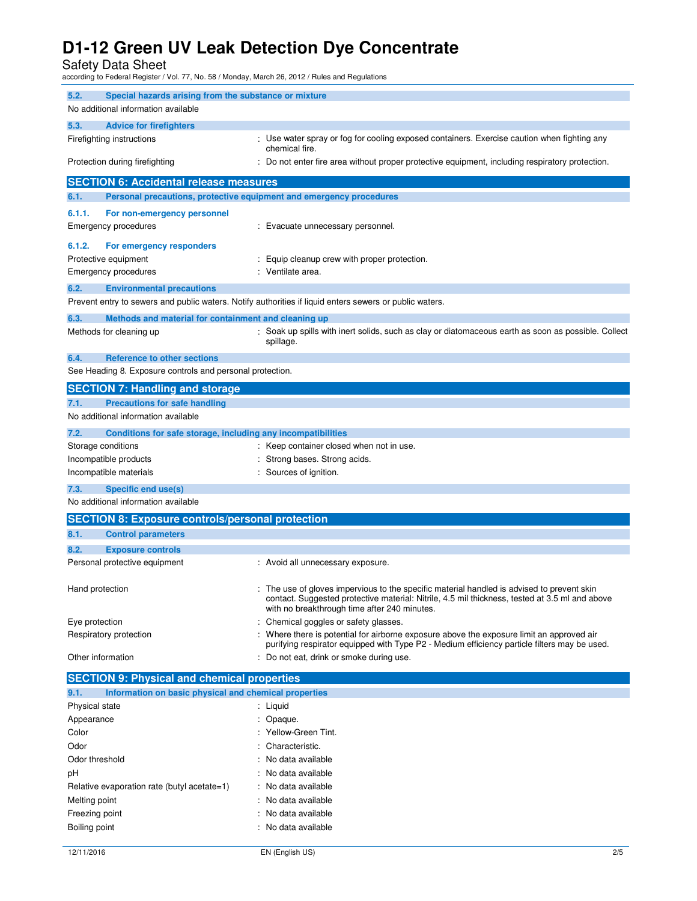### 5.2. Special hazards arising from the substance or mixture

No additional information available

### 5.3. Advice for firefighters

| | |
|---|---|
| Firefighting instructions | : Use water spray or fog for cooling exposed containers. Exercise caution when fighting any chemical fire. |
| Protection during firefighting | : Do not enter fire area without proper protective equipment, including respiratory protection. |

## SECTION 6: Accidental release measures

### 6.1. Personal precautions, protective equipment and emergency procedures

#### 6.1.1. For non-emergency personnel

| | |
|---|---|
| Emergency procedures | : Evacuate unnecessary personnel. |

#### 6.1.2. For emergency responders

| | |
|---|---|
| Protective equipment | : Equip cleanup crew with proper protection. |
| Emergency procedures | : Ventilate area. |

### 6.2. Environmental precautions

Prevent entry to sewers and public waters. Notify authorities if liquid enters sewers or public waters.

### 6.3. Methods and material for containment and cleaning up

| | |
|---|---|
| Methods for cleaning up | : Soak up spills with inert solids, such as clay or diatomaceous earth as soon as possible. Collect spillage. |

### 6.4. Reference to other sections

See Heading 8. Exposure controls and personal protection.

## SECTION 7: Handling and storage

### 7.1. Precautions for safe handling

No additional information available

### 7.2. Conditions for safe storage, including any incompatibilities

| | |
|---|---|
| Storage conditions | : Keep container closed when not in use. |
| Incompatible products | : Strong bases. Strong acids. |
| Incompatible materials | : Sources of ignition. |

### 7.3. Specific end use(s)

No additional information available

## SECTION 8: Exposure controls/personal protection

### 8.1. Control parameters

### 8.2. Exposure controls

| | |
|---|---|
| Personal protective equipment | : Avoid all unnecessary exposure. |
| Hand protection | : The use of gloves impervious to the specific material handled is advised to prevent skin contact. Suggested protective material: Nitrile, 4.5 mil thickness, tested at 3.5 ml and above with no breakthrough time after 240 minutes. |
| Eye protection | : Chemical goggles or safety glasses. |
| Respiratory protection | : Where there is potential for airborne exposure above the exposure limit an approved air purifying respirator equipped with Type P2 - Medium efficiency particle filters may be used. |
| Other information | : Do not eat, drink or smoke during use. |

## SECTION 9: Physical and chemical properties

### 9.1. Information on basic physical and chemical properties

| | |
|---|---|
| Physical state | : Liquid |
| Appearance | : Opaque. |
| Color | : Yellow-Green Tint. |
| Odor | : Characteristic. |
| Odor threshold | : No data available |
| pH | : No data available |
| Relative evaporation rate (butyl acetate=1) | : No data available |
| Melting point | : No data available |
| Freezing point | : No data available |
| Boiling point | : No data available |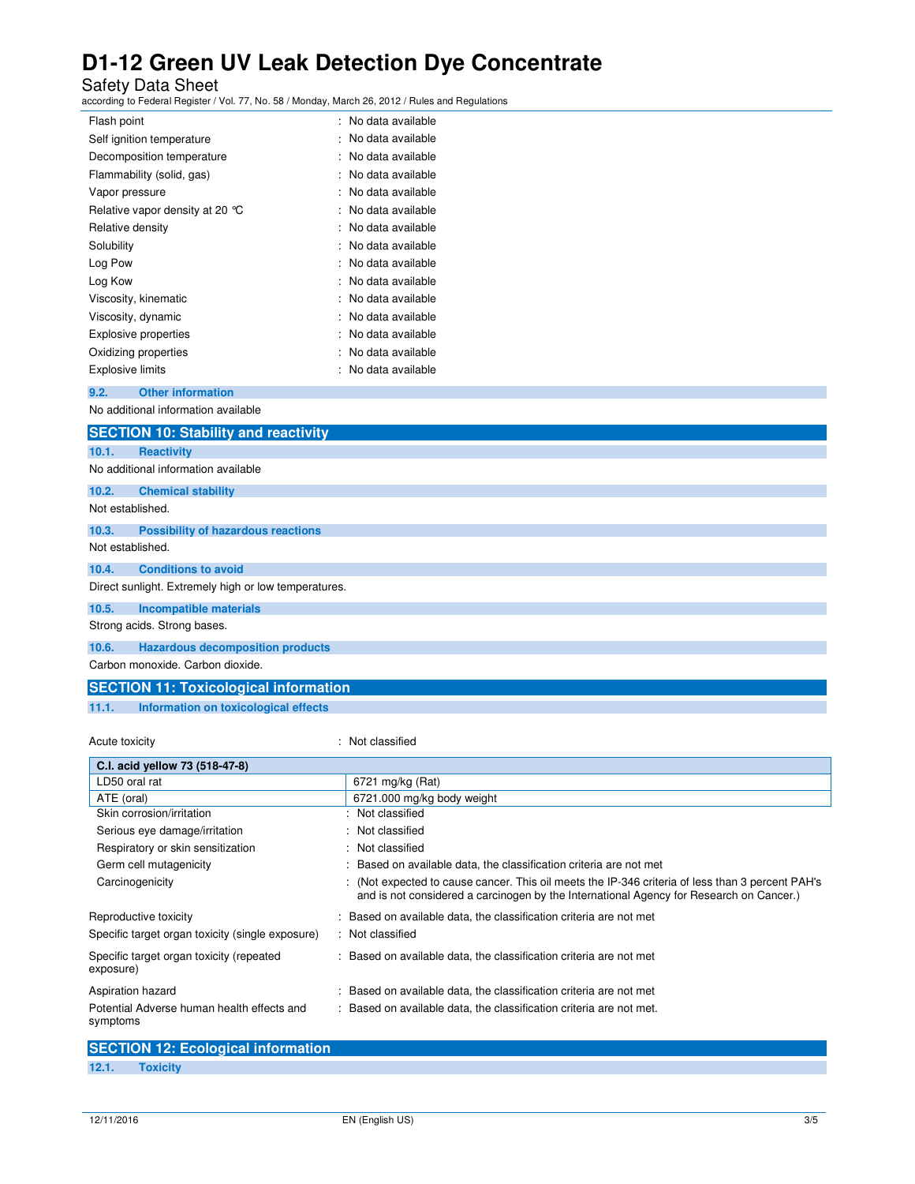| | |
|---|---|
| Flash point | : No data available |
| Self ignition temperature | : No data available |
| Decomposition temperature | : No data available |
| Flammability (solid, gas) | : No data available |
| Vapor pressure | : No data available |
| Relative vapor density at 20 °C | : No data available |
| Relative density | : No data available |
| Solubility | : No data available |
| Log Pow | : No data available |
| Log Kow | : No data available |
| Viscosity, kinematic | : No data available |
| Viscosity, dynamic | : No data available |
| Explosive properties | : No data available |
| Oxidizing properties | : No data available |
| Explosive limits | : No data available |

### 9.2. Other information

No additional information available

## SECTION 10: Stability and reactivity

### 10.1. Reactivity

No additional information available

### 10.2. Chemical stability

Not established.

### 10.3. Possibility of hazardous reactions

Not established.

### 10.4. Conditions to avoid

Direct sunlight. Extremely high or low temperatures.

### 10.5. Incompatible materials

Strong acids. Strong bases.

### 10.6. Hazardous decomposition products

Carbon monoxide. Carbon dioxide.

## SECTION 11: Toxicological information

### 11.1. Information on toxicological effects

Acute toxicity : Not classified

| C.I. acid yellow 73 (518-47-8) | |
|---|---|
| LD50 oral rat | 6721 mg/kg (Rat) |
| ATE (oral) | 6721.000 mg/kg body weight |

| | |
|---|---|
| Skin corrosion/irritation | : Not classified |
| Serious eye damage/irritation | : Not classified |
| Respiratory or skin sensitization | : Not classified |
| Germ cell mutagenicity | : Based on available data, the classification criteria are not met |
| Carcinogenicity | : (Not expected to cause cancer. This oil meets the IP-346 criteria of less than 3 percent PAH's and is not considered a carcinogen by the International Agency for Research on Cancer.) |
| Reproductive toxicity | : Based on available data, the classification criteria are not met |
| Specific target organ toxicity (single exposure) | : Not classified |
| Specific target organ toxicity (repeated exposure) | : Based on available data, the classification criteria are not met |
| Aspiration hazard | : Based on available data, the classification criteria are not met |
| Potential Adverse human health effects and symptoms | : Based on available data, the classification criteria are not met. |

## SECTION 12: Ecological information

### 12.1. Toxicity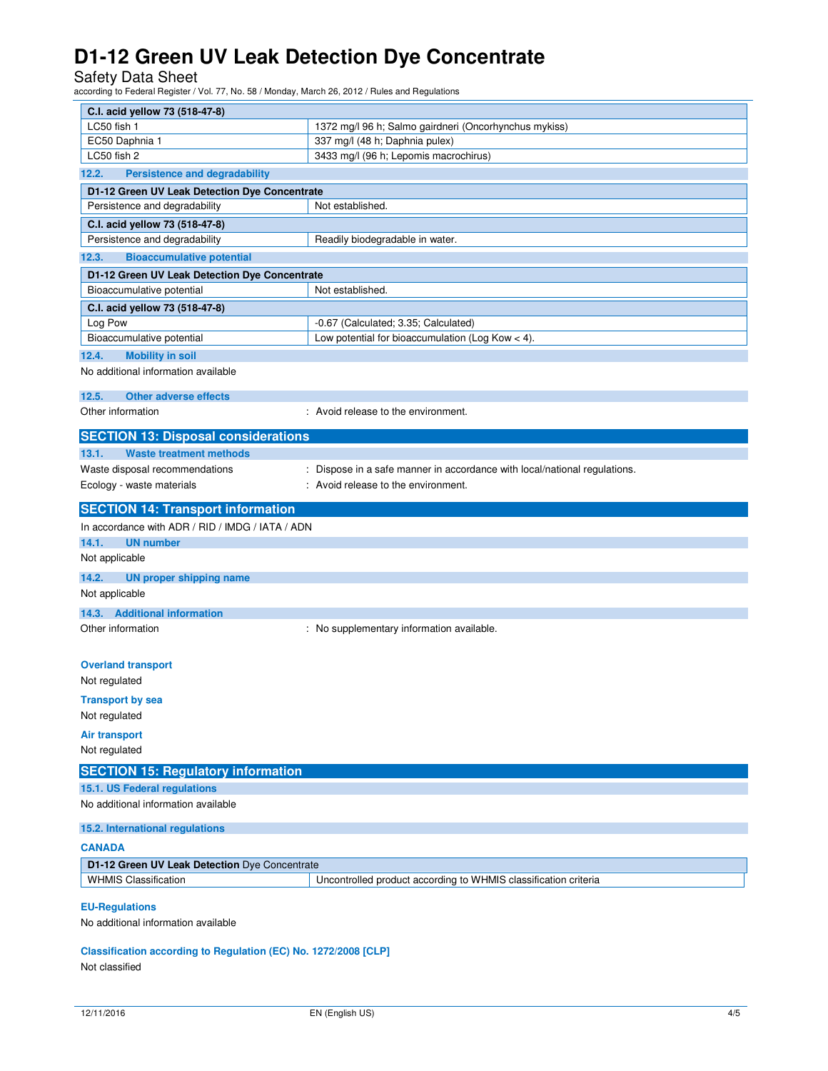| C.I. acid yellow 73 (518-47-8) | |
|---|---|
| LC50 fish 1 | 1372 mg/l 96 h; Salmo gairdneri (Oncorhynchus mykiss) |
| EC50 Daphnia 1 | 337 mg/l (48 h; Daphnia pulex) |
| LC50 fish 2 | 3433 mg/l (96 h; Lepomis macrochirus) |

### 12.2. Persistence and degradability

| D1-12 Green UV Leak Detection Dye Concentrate | |
|---|---|
| Persistence and degradability | Not established. |

| C.I. acid yellow 73 (518-47-8) | |
|---|---|
| Persistence and degradability | Readily biodegradable in water. |

### 12.3. Bioaccumulative potential

| D1-12 Green UV Leak Detection Dye Concentrate | |
|---|---|
| Bioaccumulative potential | Not established. |

| C.I. acid yellow 73 (518-47-8) | |
|---|---|
| Log Pow | -0.67 (Calculated; 3.35; Calculated) |
| Bioaccumulative potential | Low potential for bioaccumulation (Log Kow < 4). |

### 12.4. Mobility in soil

No additional information available

### 12.5. Other adverse effects

Other information : Avoid release to the environment.

## SECTION 13: Disposal considerations

### 13.1. Waste treatment methods

Waste disposal recommendations : Dispose in a safe manner in accordance with local/national regulations.

Ecology - waste materials : Avoid release to the environment.

## SECTION 14: Transport information

In accordance with ADR / RID / IMDG / IATA / ADN

### 14.1. UN number

Not applicable

### 14.2. UN proper shipping name

Not applicable

### 14.3. Additional information

Other information : No supplementary information available.

**Overland transport**

Not regulated

**Transport by sea**

Not regulated

**Air transport**

Not regulated

## SECTION 15: Regulatory information

### 15.1. US Federal regulations

No additional information available

### 15.2. International regulations

**CANADA**

| D1-12 Green UV Leak Detection Dye Concentrate | |
|---|---|
| WHMIS Classification | Uncontrolled product according to WHMIS classification criteria |

**EU-Regulations**

No additional information available

**Classification according to Regulation (EC) No. 1272/2008 [CLP]**

Not classified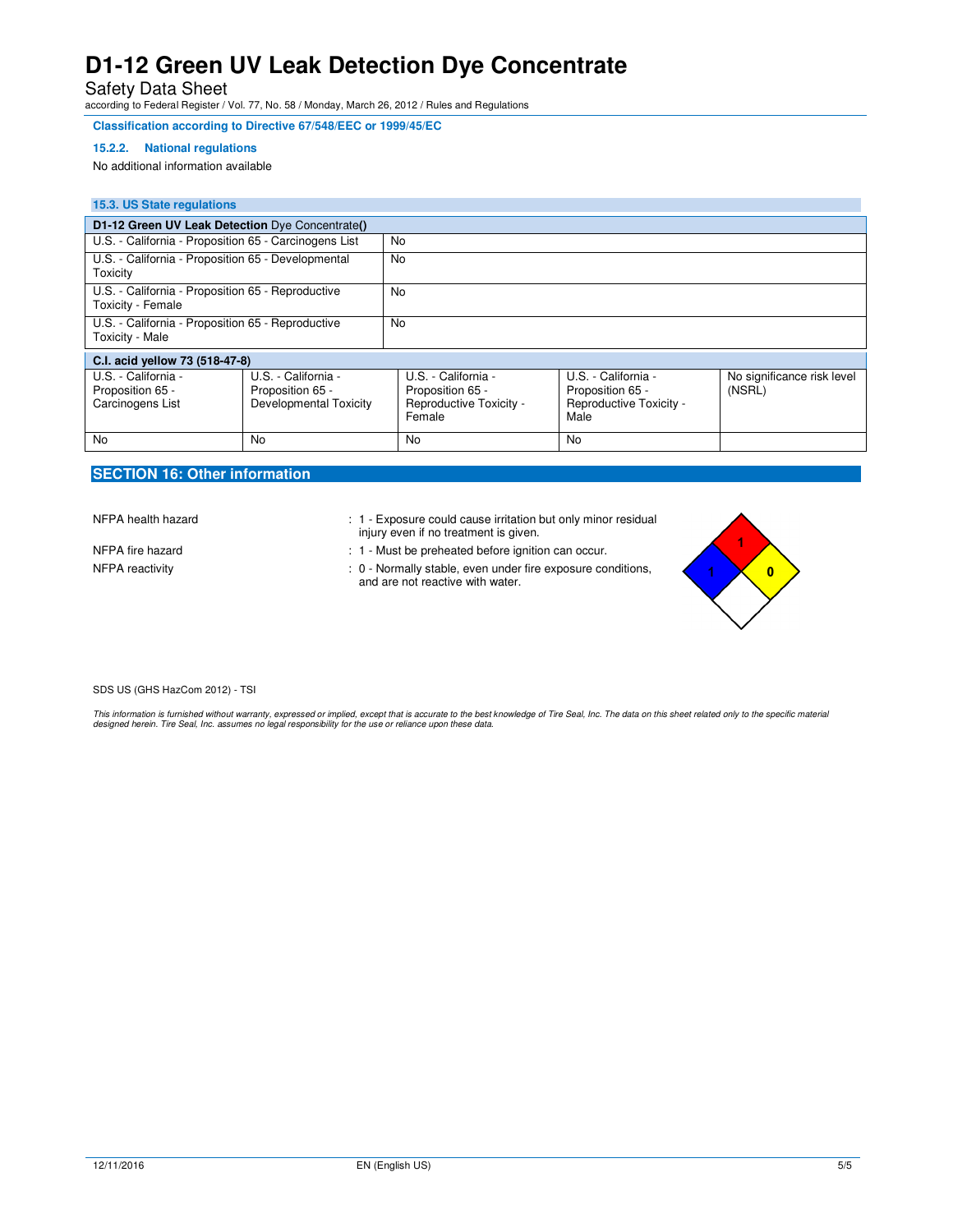# D1-12 Green UV Leak Detection Dye Concentrate

Safety Data Sheet

according to Federal Register / Vol. 77, No. 58 / Monday, March 26, 2012 / Rules and Regulations

**Classification according to Directive 67/548/EEC or 1999/45/EC**

### 15.2.2. National regulations

No additional information available

### 15.3. US State regulations

| **D1-12 Green UV Leak Detection** Dye Concentrate**()** | |
|---|---|
| U.S. - California - Proposition 65 - Carcinogens List | No |
| U.S. - California - Proposition 65 - Developmental Toxicity | No |
| U.S. - California - Proposition 65 - Reproductive Toxicity - Female | No |
| U.S. - California - Proposition 65 - Reproductive Toxicity - Male | No |

**C.I. acid yellow 73 (518-47-8)**

| U.S. - California - Proposition 65 - Carcinogens List | U.S. - California - Proposition 65 - Developmental Toxicity | U.S. - California - Proposition 65 - Reproductive Toxicity - Female | U.S. - California - Proposition 65 - Reproductive Toxicity - Male | No significance risk level (NSRL) |
|---|---|---|---|---|
| No | No | No | No | |

## SECTION 16: Other information

NFPA health hazard : 1 - Exposure could cause irritation but only minor residual injury even if no treatment is given.

NFPA fire hazard : 1 - Must be preheated before ignition can occur.

NFPA reactivity : 0 - Normally stable, even under fire exposure conditions, and are not reactive with water.

1
1
0

SDS US (GHS HazCom 2012) - TSI

*This information is furnished without warranty, expressed or implied, except that is accurate to the best knowledge of Tire Seal, Inc. The data on this sheet related only to the specific material designed herein. Tire Seal, Inc. assumes no legal responsibility for the use or reliance upon these data.*